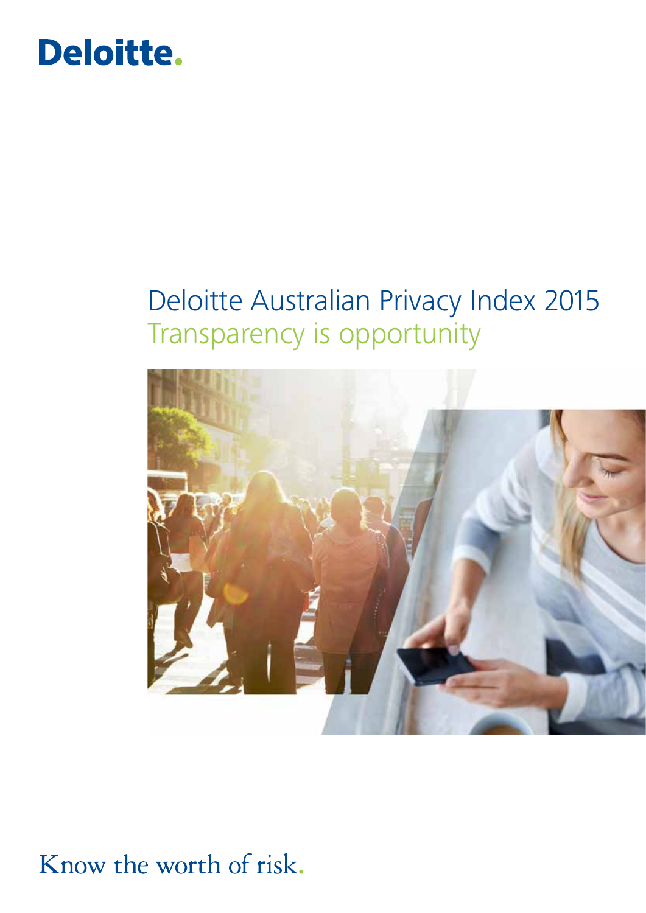Deloitte.

# Deloitte Australian Privacy Index 2015

## Transparency is opportunity

Know the worth of risk.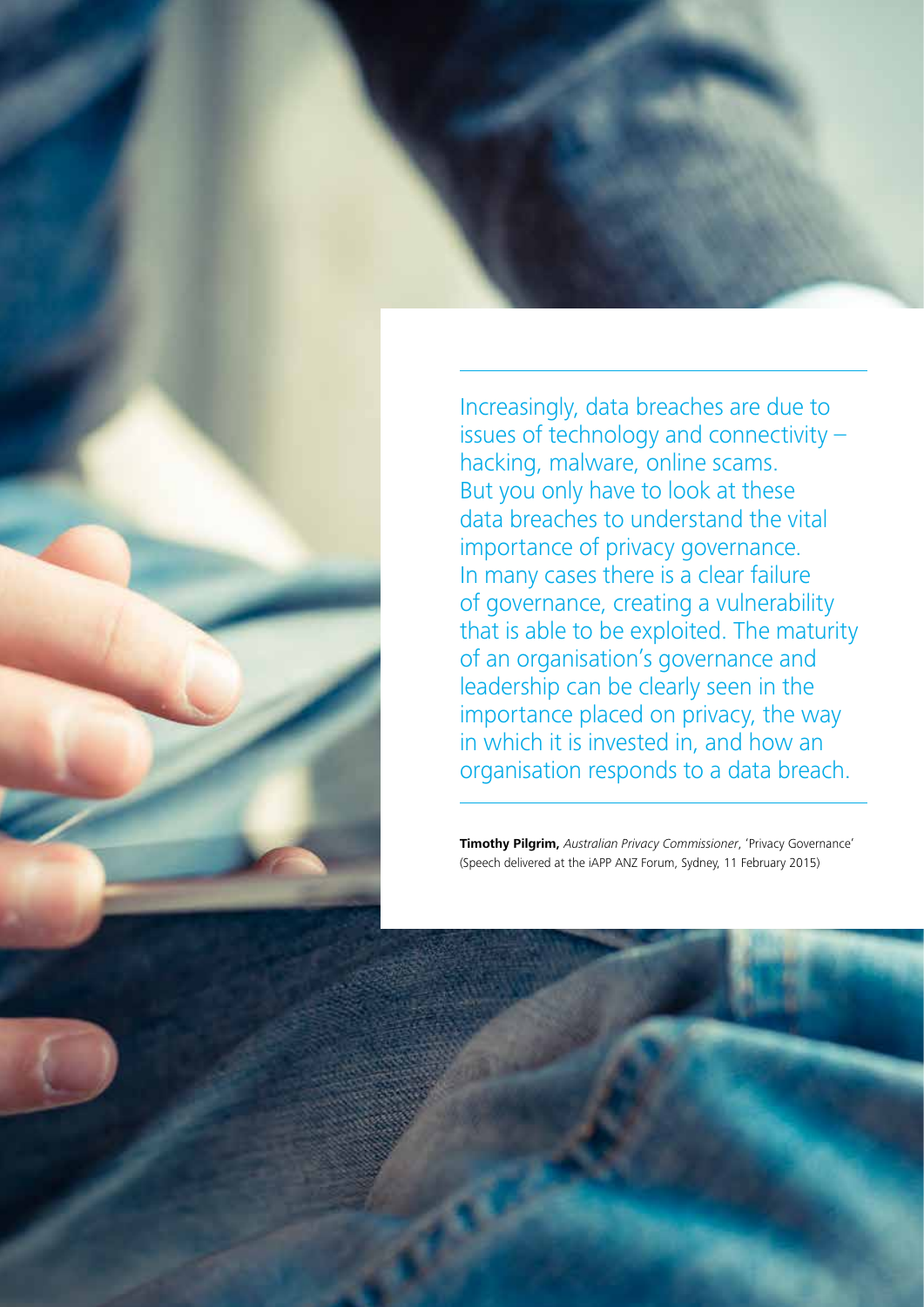> Increasingly, data breaches are due to issues of technology and connectivity – hacking, malware, online scams. But you only have to look at these data breaches to understand the vital importance of privacy governance. In many cases there is a clear failure of governance, creating a vulnerability that is able to be exploited. The maturity of an organisation's governance and leadership can be clearly seen in the importance placed on privacy, the way in which it is invested in, and how an organisation responds to a data breach.

**Timothy Pilgrim,** *Australian Privacy Commissioner*, 'Privacy Governance' (Speech delivered at the iAPP ANZ Forum, Sydney, 11 February 2015)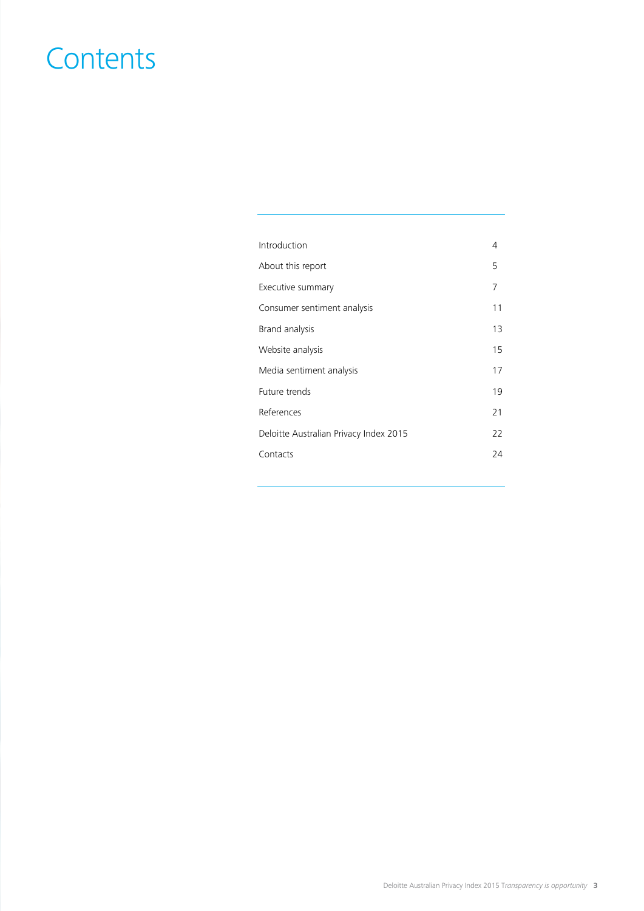# Contents

| | |
|---|---|
| Introduction | 4 |
| About this report | 5 |
| Executive summary | 7 |
| Consumer sentiment analysis | 11 |
| Brand analysis | 13 |
| Website analysis | 15 |
| Media sentiment analysis | 17 |
| Future trends | 19 |
| References | 21 |
| Deloitte Australian Privacy Index 2015 | 22 |
| Contacts | 24 |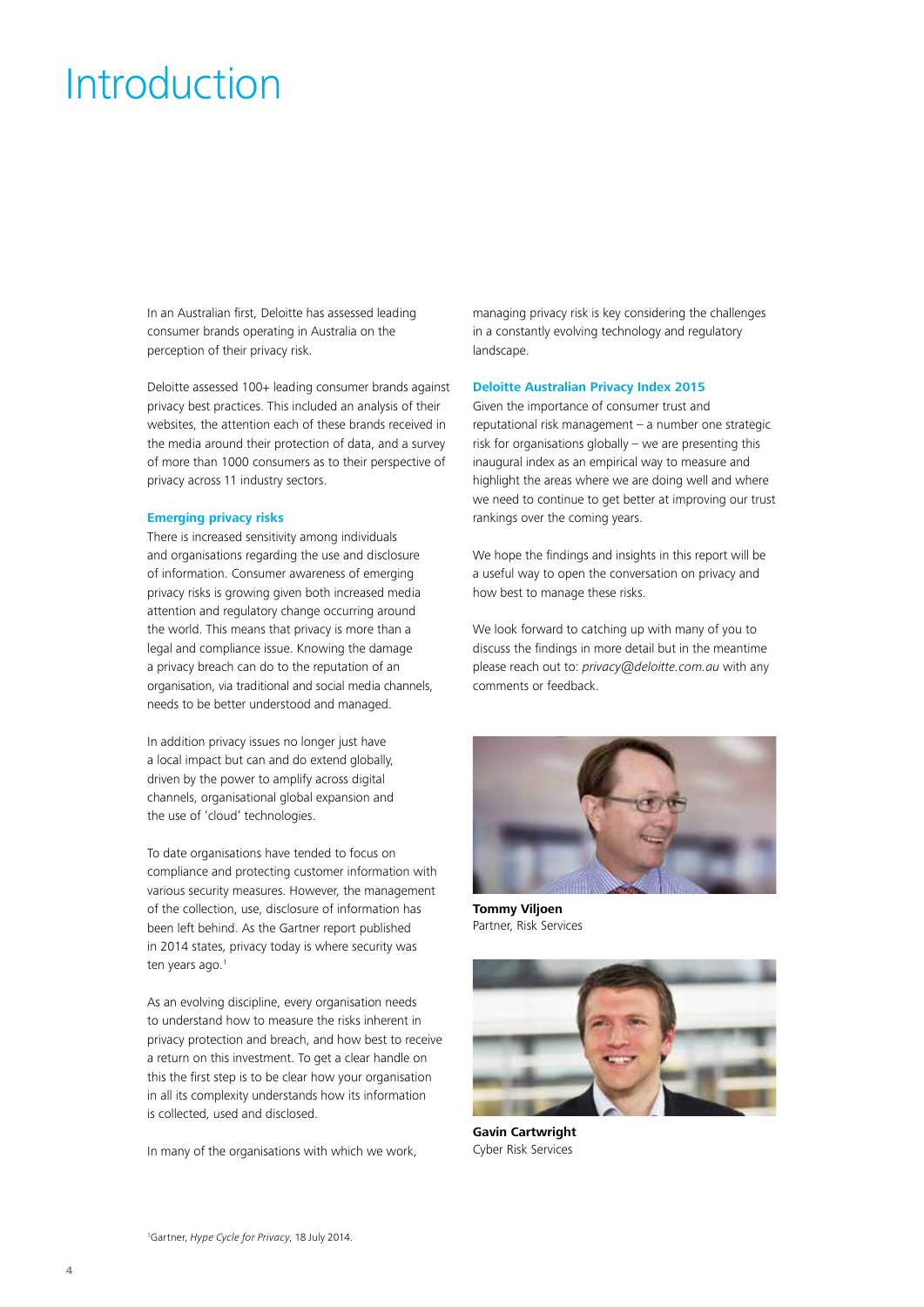# Introduction

In an Australian first, Deloitte has assessed leading consumer brands operating in Australia on the perception of their privacy risk.

Deloitte assessed 100+ leading consumer brands against privacy best practices. This included an analysis of their websites, the attention each of these brands received in the media around their protection of data, and a survey of more than 1000 consumers as to their perspective of privacy across 11 industry sectors.

### Emerging privacy risks

There is increased sensitivity among individuals and organisations regarding the use and disclosure of information. Consumer awareness of emerging privacy risks is growing given both increased media attention and regulatory change occurring around the world. This means that privacy is more than a legal and compliance issue. Knowing the damage a privacy breach can do to the reputation of an organisation, via traditional and social media channels, needs to be better understood and managed.

In addition privacy issues no longer just have a local impact but can and do extend globally, driven by the power to amplify across digital channels, organisational global expansion and the use of 'cloud' technologies.

To date organisations have tended to focus on compliance and protecting customer information with various security measures. However, the management of the collection, use, disclosure of information has been left behind. As the Gartner report published in 2014 states, privacy today is where security was ten years ago.[1]

As an evolving discipline, every organisation needs to understand how to measure the risks inherent in privacy protection and breach, and how best to receive a return on this investment. To get a clear handle on this the first step is to be clear how your organisation in all its complexity understands how its information is collected, used and disclosed.

In many of the organisations with which we work, managing privacy risk is key considering the challenges in a constantly evolving technology and regulatory landscape.

### Deloitte Australian Privacy Index 2015

Given the importance of consumer trust and reputational risk management – a number one strategic risk for organisations globally – we are presenting this inaugural index as an empirical way to measure and highlight the areas where we are doing well and where we need to continue to get better at improving our trust rankings over the coming years.

We hope the findings and insights in this report will be a useful way to open the conversation on privacy and how best to manage these risks.

We look forward to catching up with many of you to discuss the findings in more detail but in the meantime please reach out to: *privacy@deloitte.com.au* with any comments or feedback.

**Tommy Viljoen**
Partner, Risk Services

**Gavin Cartwright**
Cyber Risk Services

[1]Gartner, *Hype Cycle for Privacy*, 18 July 2014.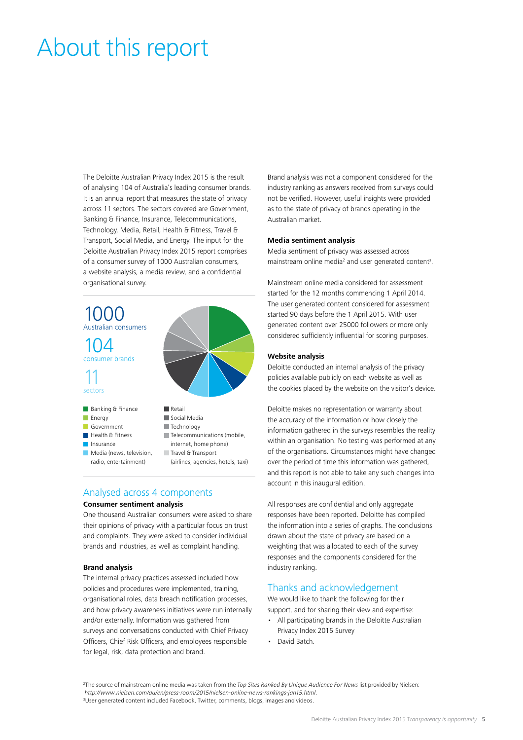# About this report

The Deloitte Australian Privacy Index 2015 is the result of analysing 104 of Australia's leading consumer brands. It is an annual report that measures the state of privacy across 11 sectors. The sectors covered are Government, Banking & Finance, Insurance, Telecommunications, Technology, Media, Retail, Health & Fitness, Travel & Transport, Social Media, and Energy. The input for the Deloitte Australian Privacy Index 2015 report comprises of a consumer survey of 1000 Australian consumers, a website analysis, a media review, and a confidential organisational survey.

1000
Australian consumers

104
consumer brands

11
sectors

- Banking & Finance
- Energy
- Government
- Health & Fitness
- Insurance
- Media (news, television, radio, entertainment)
- Retail
- Social Media
- Technology
- Telecommunications (mobile, internet, home phone)
- Travel & Transport (airlines, agencies, hotels, taxi)

## Analysed across 4 components

**Consumer sentiment analysis**

One thousand Australian consumers were asked to share their opinions of privacy with a particular focus on trust and complaints. They were asked to consider individual brands and industries, as well as complaint handling.

**Brand analysis**

The internal privacy practices assessed included how policies and procedures were implemented, training, organisational roles, data breach notification processes, and how privacy awareness initiatives were run internally and/or externally. Information was gathered from surveys and conversations conducted with Chief Privacy Officers, Chief Risk Officers, and employees responsible for legal, risk, data protection and brand.

Brand analysis was not a component considered for the industry ranking as answers received from surveys could not be verified. However, useful insights were provided as to the state of privacy of brands operating in the Australian market.

**Media sentiment analysis**

Media sentiment of privacy was assessed across mainstream online media[2] and user generated content[3].

Mainstream online media considered for assessment started for the 12 months commencing 1 April 2014. The user generated content considered for assessment started 90 days before the 1 April 2015. With user generated content over 25000 followers or more only considered sufficiently influential for scoring purposes.

**Website analysis**

Deloitte conducted an internal analysis of the privacy policies available publicly on each website as well as the cookies placed by the website on the visitor's device.

Deloitte makes no representation or warranty about the accuracy of the information or how closely the information gathered in the surveys resembles the reality within an organisation. No testing was performed at any of the organisations. Circumstances might have changed over the period of time this information was gathered, and this report is not able to take any such changes into account in this inaugural edition.

All responses are confidential and only aggregate responses have been reported. Deloitte has compiled the information into a series of graphs. The conclusions drawn about the state of privacy are based on a weighting that was allocated to each of the survey responses and the components considered for the industry ranking.

## Thanks and acknowledgement

We would like to thank the following for their support, and for sharing their view and expertise:

- All participating brands in the Deloitte Australian Privacy Index 2015 Survey
- David Batch.

[2] The source of mainstream online media was taken from the *Top Sites Ranked By Unique Audience For News* list provided by Nielsen: *http://www.nielsen.com/au/en/press-room/2015/nielsen-online-news-rankings-jan15.html.*

[3] User generated content included Facebook, Twitter, comments, blogs, images and videos.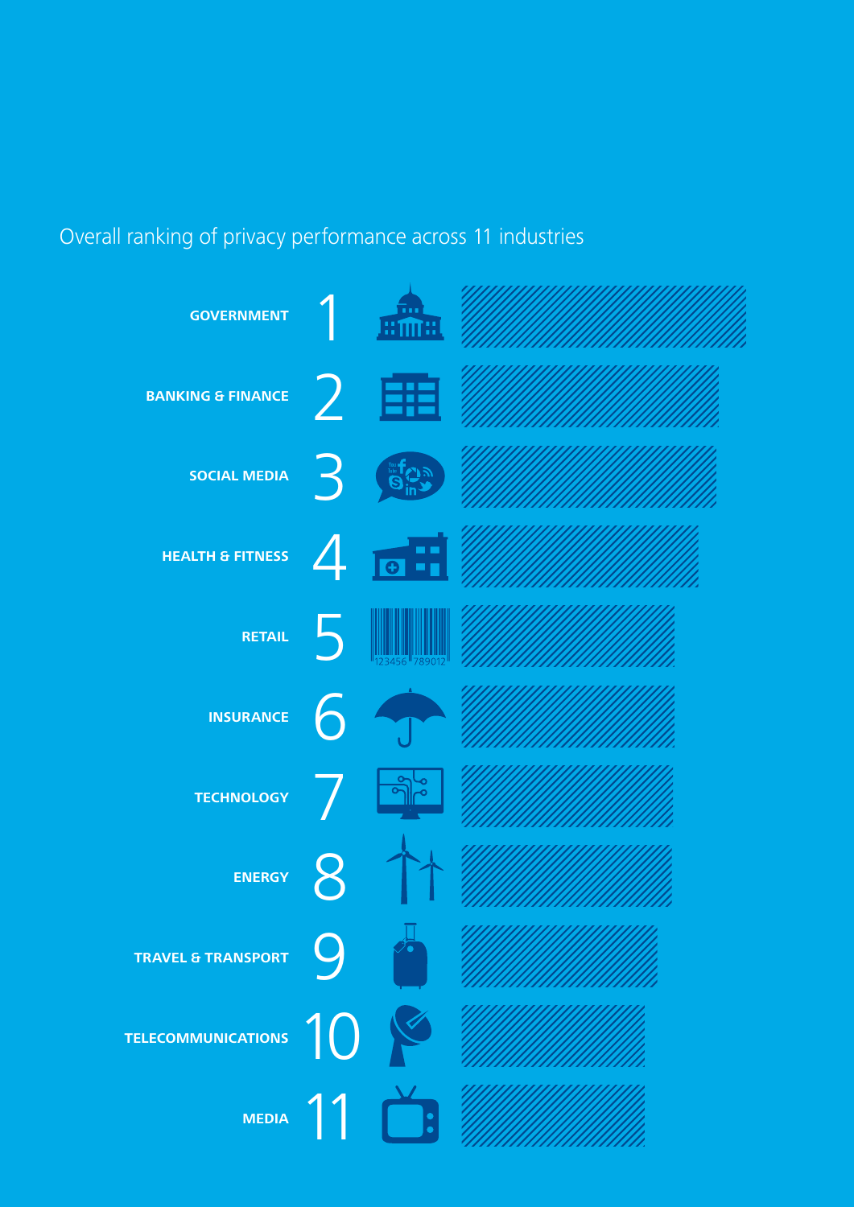Overall ranking of privacy performance across 11 industries

| Industry | Rank |
| --- | --- |
| GOVERNMENT | 1 |
| BANKING & FINANCE | 2 |
| SOCIAL MEDIA | 3 |
| HEALTH & FITNESS | 4 |
| RETAIL | 5 |
| INSURANCE | 6 |
| TECHNOLOGY | 7 |
| ENERGY | 8 |
| TRAVEL & TRANSPORT | 9 |
| TELECOMMUNICATIONS | 10 |
| MEDIA | 11 |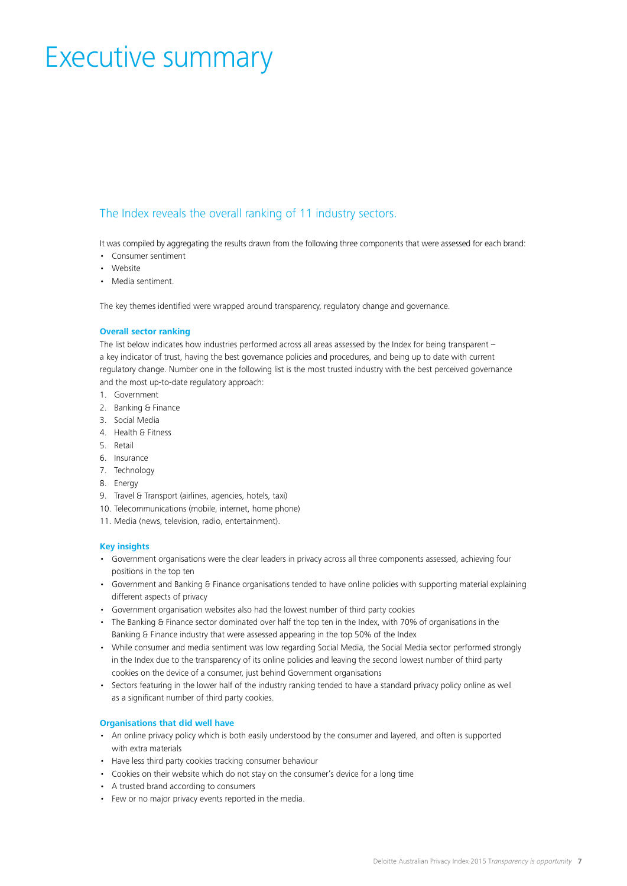# Executive summary

## The Index reveals the overall ranking of 11 industry sectors.

It was compiled by aggregating the results drawn from the following three components that were assessed for each brand:

- Consumer sentiment
- Website
- Media sentiment.

The key themes identified were wrapped around transparency, regulatory change and governance.

### Overall sector ranking

The list below indicates how industries performed across all areas assessed by the Index for being transparent – a key indicator of trust, having the best governance policies and procedures, and being up to date with current regulatory change. Number one in the following list is the most trusted industry with the best perceived governance and the most up-to-date regulatory approach:

1. Government
2. Banking & Finance
3. Social Media
4. Health & Fitness
5. Retail
6. Insurance
7. Technology
8. Energy
9. Travel & Transport (airlines, agencies, hotels, taxi)
10. Telecommunications (mobile, internet, home phone)
11. Media (news, television, radio, entertainment).

### Key insights

- Government organisations were the clear leaders in privacy across all three components assessed, achieving four positions in the top ten
- Government and Banking & Finance organisations tended to have online policies with supporting material explaining different aspects of privacy
- Government organisation websites also had the lowest number of third party cookies
- The Banking & Finance sector dominated over half the top ten in the Index, with 70% of organisations in the Banking & Finance industry that were assessed appearing in the top 50% of the Index
- While consumer and media sentiment was low regarding Social Media, the Social Media sector performed strongly in the Index due to the transparency of its online policies and leaving the second lowest number of third party cookies on the device of a consumer, just behind Government organisations
- Sectors featuring in the lower half of the industry ranking tended to have a standard privacy policy online as well as a significant number of third party cookies.

### Organisations that did well have

- An online privacy policy which is both easily understood by the consumer and layered, and often is supported with extra materials
- Have less third party cookies tracking consumer behaviour
- Cookies on their website which do not stay on the consumer's device for a long time
- A trusted brand according to consumers
- Few or no major privacy events reported in the media.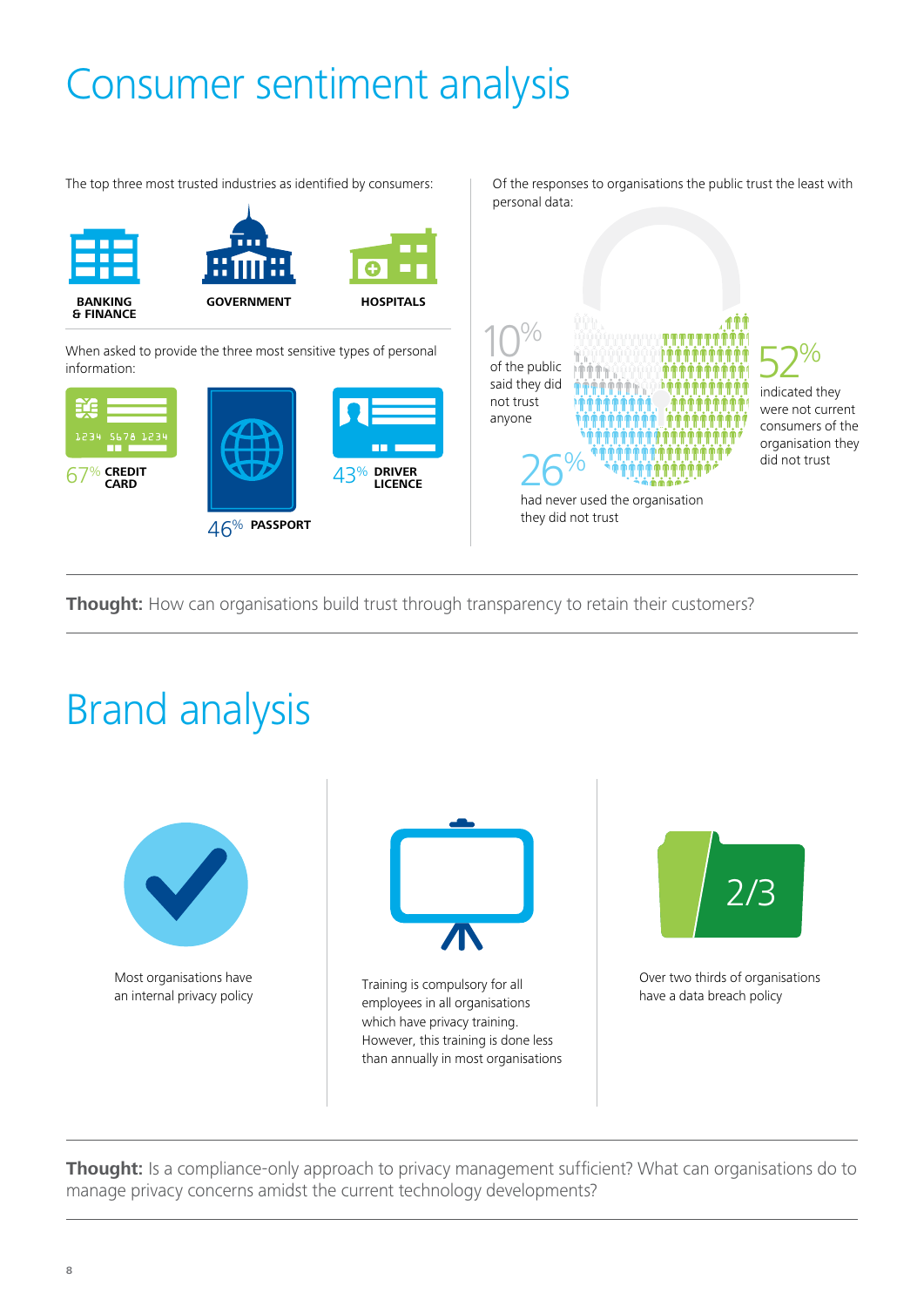# Consumer sentiment analysis

The top three most trusted industries as identified by consumers:

BANKING & FINANCE

GOVERNMENT

HOSPITALS

When asked to provide the three most sensitive types of personal information:

67% CREDIT CARD

46% PASSPORT

43% DRIVER LICENCE

Of the responses to organisations the public trust the least with personal data:

10% of the public said they did not trust anyone

52% indicated they were not current consumers of the organisation they did not trust

26% had never used the organisation they did not trust

**Thought:** How can organisations build trust through transparency to retain their customers?

# Brand analysis

Most organisations have an internal privacy policy

Training is compulsory for all employees in all organisations which have privacy training. However, this training is done less than annually in most organisations

2/3

Over two thirds of organisations have a data breach policy

**Thought:** Is a compliance-only approach to privacy management sufficient? What can organisations do to manage privacy concerns amidst the current technology developments?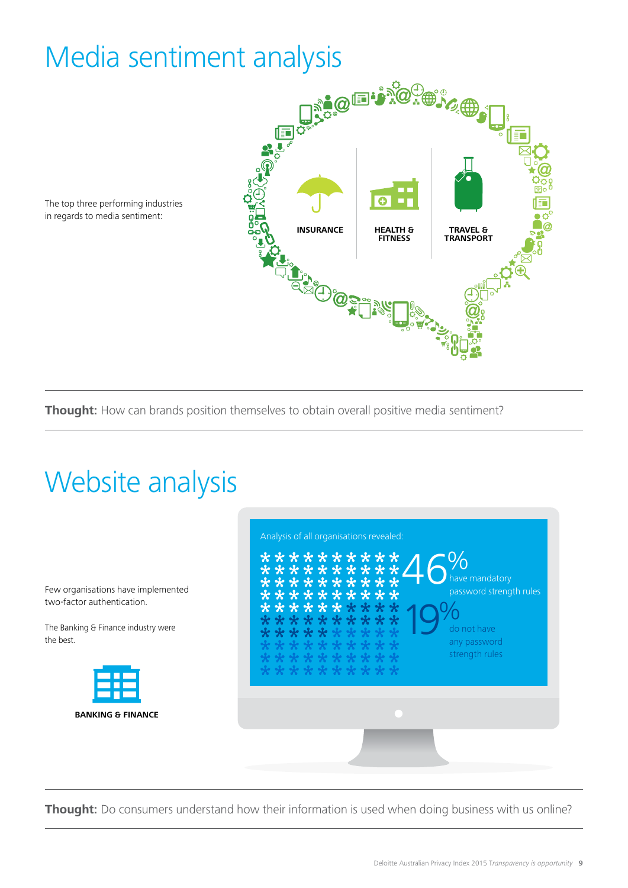# Media sentiment analysis

The top three performing industries in regards to media sentiment:

INSURANCE

HEALTH & FITNESS

TRAVEL & TRANSPORT

**Thought:** How can brands position themselves to obtain overall positive media sentiment?

# Website analysis

Few organisations have implemented two-factor authentication.

The Banking & Finance industry were the best.

BANKING & FINANCE

Analysis of all organisations revealed:

46% have mandatory password strength rules

19% do not have any password strength rules

**Thought:** Do consumers understand how their information is used when doing business with us online?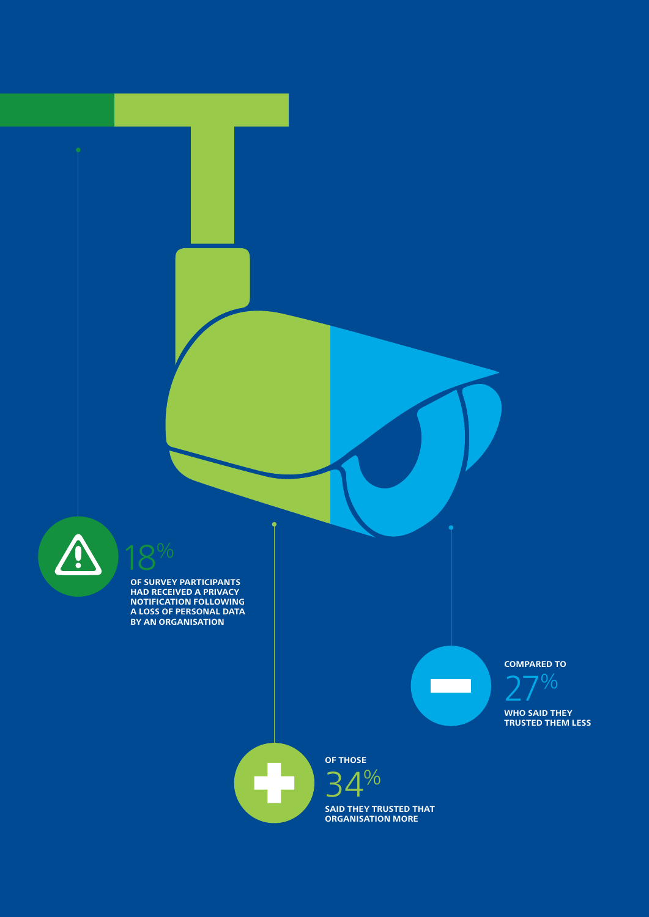18%

**OF SURVEY PARTICIPANTS HAD RECEIVED A PRIVACY NOTIFICATION FOLLOWING A LOSS OF PERSONAL DATA BY AN ORGANISATION**

**OF THOSE**

34%

**SAID THEY TRUSTED THAT ORGANISATION MORE**

**COMPARED TO**

27%

**WHO SAID THEY TRUSTED THEM LESS**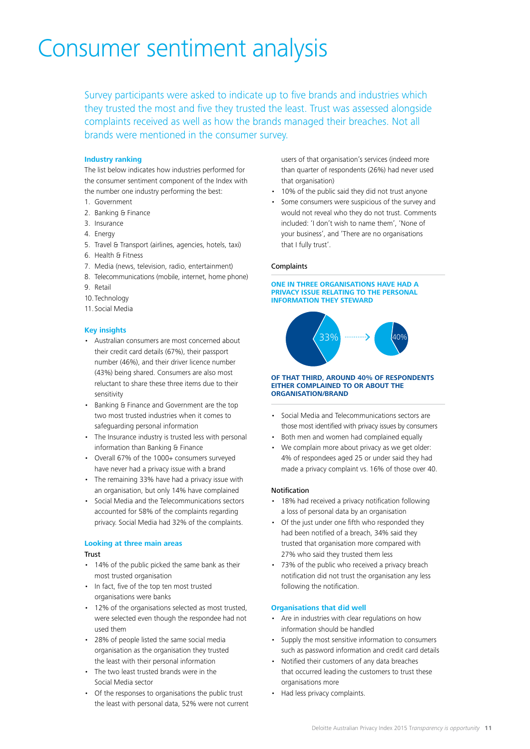# Consumer sentiment analysis

Survey participants were asked to indicate up to five brands and industries which they trusted the most and five they trusted the least. Trust was assessed alongside complaints received as well as how the brands managed their breaches. Not all brands were mentioned in the consumer survey.

### Industry ranking

The list below indicates how industries performed for the consumer sentiment component of the Index with the number one industry performing the best:

1. Government
2. Banking & Finance
3. Insurance
4. Energy
5. Travel & Transport (airlines, agencies, hotels, taxi)
6. Health & Fitness
7. Media (news, television, radio, entertainment)
8. Telecommunications (mobile, internet, home phone)
9. Retail
10. Technology
11. Social Media

### Key insights

- Australian consumers are most concerned about their credit card details (67%), their passport number (46%), and their driver licence number (43%) being shared. Consumers are also most reluctant to share these three items due to their sensitivity
- Banking & Finance and Government are the top two most trusted industries when it comes to safeguarding personal information
- The Insurance industry is trusted less with personal information than Banking & Finance
- Overall 67% of the 1000+ consumers surveyed have never had a privacy issue with a brand
- The remaining 33% have had a privacy issue with an organisation, but only 14% have complained
- Social Media and the Telecommunications sectors accounted for 58% of the complaints regarding privacy. Social Media had 32% of the complaints.

### Looking at three main areas

#### Trust

- 14% of the public picked the same bank as their most trusted organisation
- In fact, five of the top ten most trusted organisations were banks
- 12% of the organisations selected as most trusted, were selected even though the respondee had not used them
- 28% of people listed the same social media organisation as the organisation they trusted the least with their personal information
- The two least trusted brands were in the Social Media sector
- Of the responses to organisations the public trust the least with personal data, 52% were not current users of that organisation's services (indeed more than quarter of respondents (26%) had never used that organisation)
- 10% of the public said they did not trust anyone
- Some consumers were suspicious of the survey and would not reveal who they do not trust. Comments included: 'I don't wish to name them', 'None of your business', and 'There are no organisations that I fully trust'.

#### Complaints

**ONE IN THREE ORGANISATIONS HAVE HAD A PRIVACY ISSUE RELATING TO THE PERSONAL INFORMATION THEY STEWARD**

33% → 40%

**OF THAT THIRD, AROUND 40% OF RESPONDENTS EITHER COMPLAINED TO OR ABOUT THE ORGANISATION/BRAND**

- Social Media and Telecommunications sectors are those most identified with privacy issues by consumers
- Both men and women had complained equally
- We complain more about privacy as we get older: 4% of respondees aged 25 or under said they had made a privacy complaint vs. 16% of those over 40.

#### Notification

- 18% had received a privacy notification following a loss of personal data by an organisation
- Of the just under one fifth who responded they had been notified of a breach, 34% said they trusted that organisation more compared with 27% who said they trusted them less
- 73% of the public who received a privacy breach notification did not trust the organisation any less following the notification.

### Organisations that did well

- Are in industries with clear regulations on how information should be handled
- Supply the most sensitive information to consumers such as password information and credit card details
- Notified their customers of any data breaches that occurred leading the customers to trust these organisations more
- Had less privacy complaints.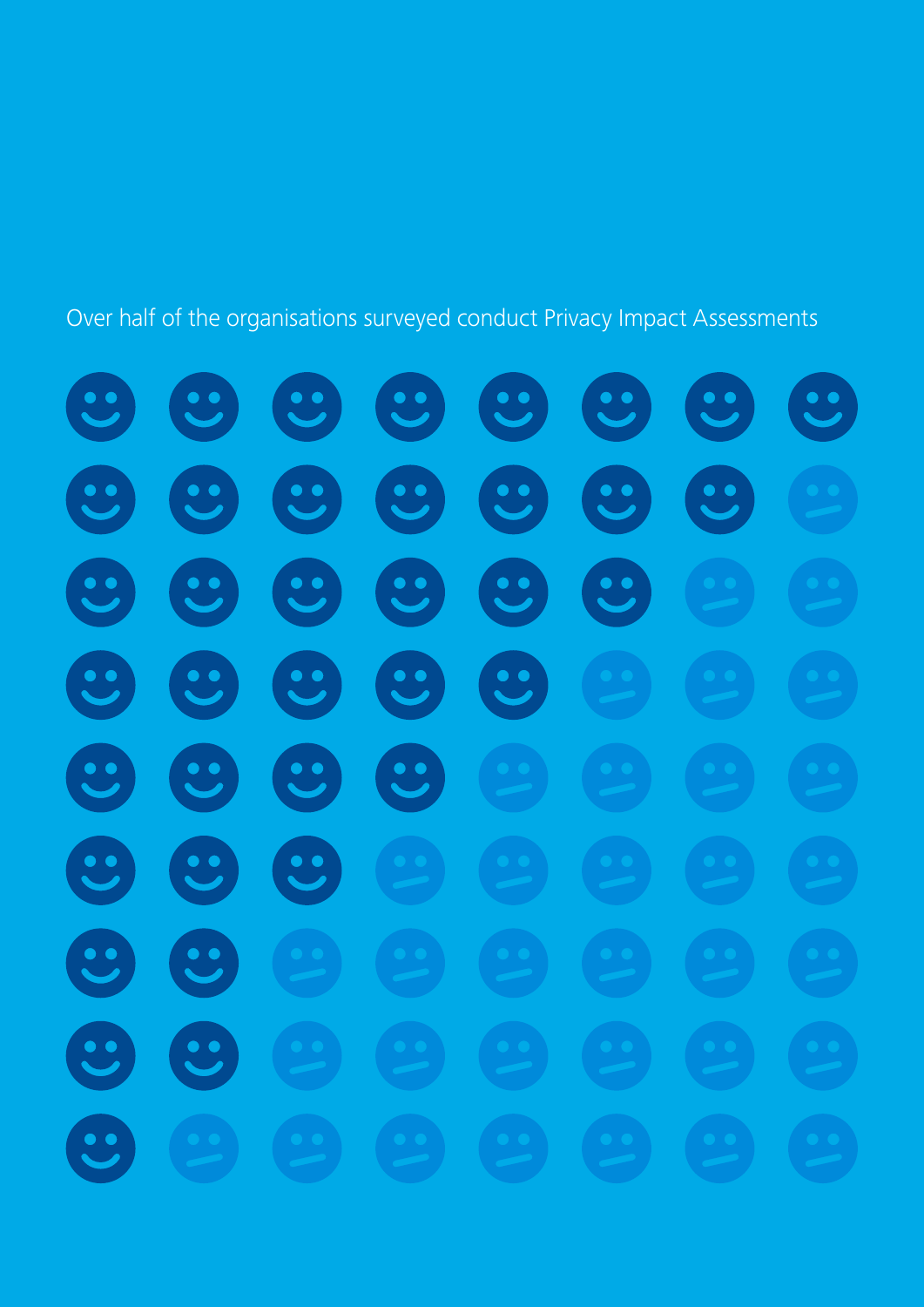Over half of the organisations surveyed conduct Privacy Impact Assessments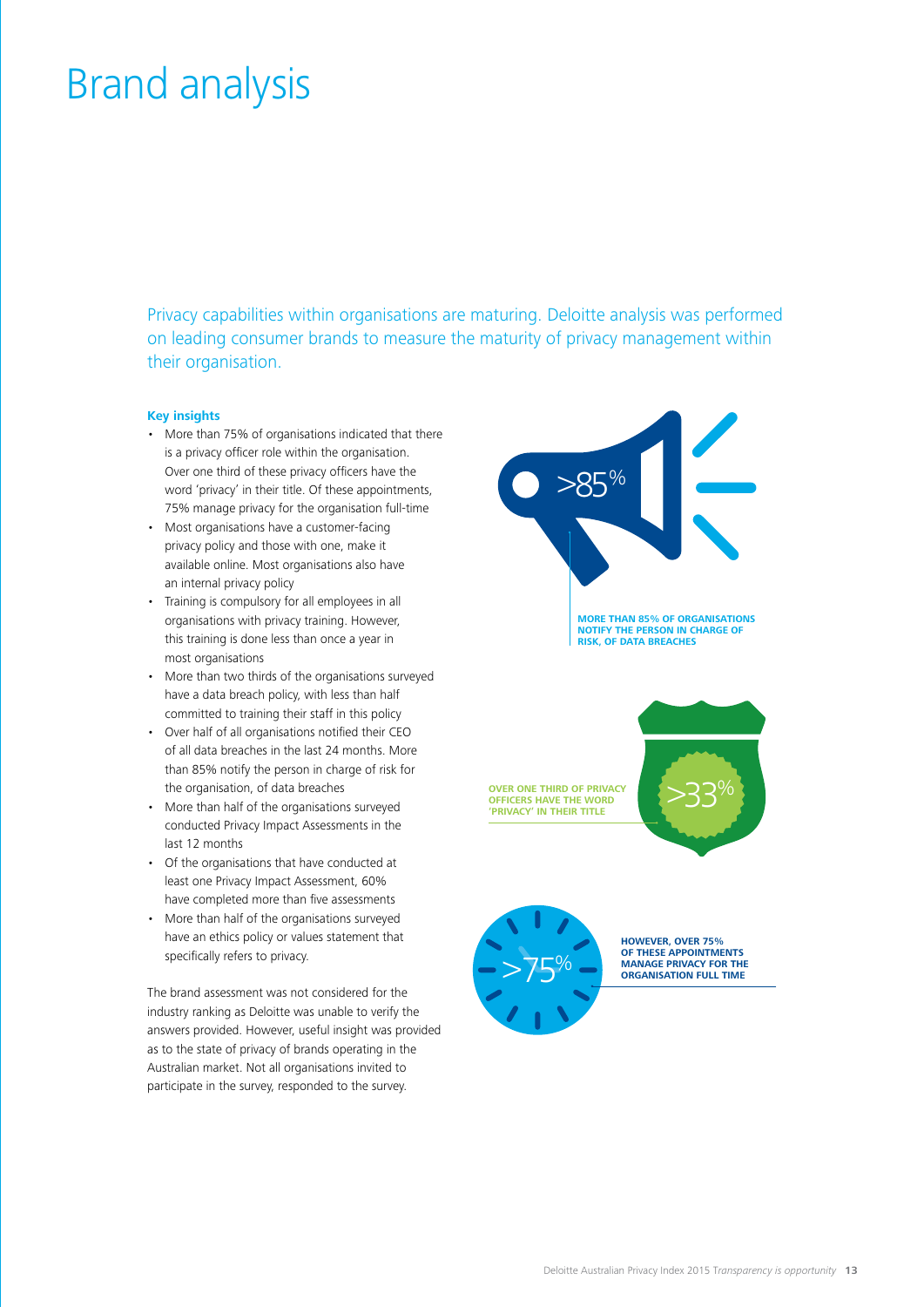# Brand analysis

Privacy capabilities within organisations are maturing. Deloitte analysis was performed on leading consumer brands to measure the maturity of privacy management within their organisation.

**Key insights**

- More than 75% of organisations indicated that there is a privacy officer role within the organisation. Over one third of these privacy officers have the word 'privacy' in their title. Of these appointments, 75% manage privacy for the organisation full-time
- Most organisations have a customer-facing privacy policy and those with one, make it available online. Most organisations also have an internal privacy policy
- Training is compulsory for all employees in all organisations with privacy training. However, this training is done less than once a year in most organisations
- More than two thirds of the organisations surveyed have a data breach policy, with less than half committed to training their staff in this policy
- Over half of all organisations notified their CEO of all data breaches in the last 24 months. More than 85% notify the person in charge of risk for the organisation, of data breaches
- More than half of the organisations surveyed conducted Privacy Impact Assessments in the last 12 months
- Of the organisations that have conducted at least one Privacy Impact Assessment, 60% have completed more than five assessments
- More than half of the organisations surveyed have an ethics policy or values statement that specifically refers to privacy.

The brand assessment was not considered for the industry ranking as Deloitte was unable to verify the answers provided. However, useful insight was provided as to the state of privacy of brands operating in the Australian market. Not all organisations invited to participate in the survey, responded to the survey.

>85%

**MORE THAN 85% OF ORGANISATIONS NOTIFY THE PERSON IN CHARGE OF RISK, OF DATA BREACHES**

>33%

**OVER ONE THIRD OF PRIVACY OFFICERS HAVE THE WORD 'PRIVACY' IN THEIR TITLE**

>75%

**HOWEVER, OVER 75% OF THESE APPOINTMENTS MANAGE PRIVACY FOR THE ORGANISATION FULL TIME**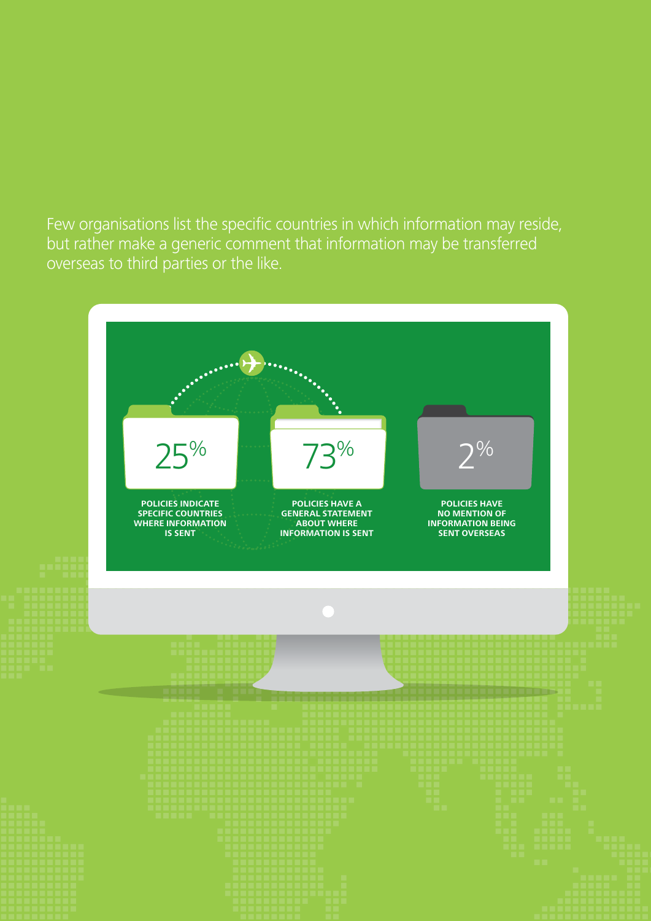Few organisations list the specific countries in which information may reside, but rather make a generic comment that information may be transferred overseas to third parties or the like.

**25%**

**POLICIES INDICATE SPECIFIC COUNTRIES WHERE INFORMATION IS SENT**

**73%**

**POLICIES HAVE A GENERAL STATEMENT ABOUT WHERE INFORMATION IS SENT**

**2%**

**POLICIES HAVE NO MENTION OF INFORMATION BEING SENT OVERSEAS**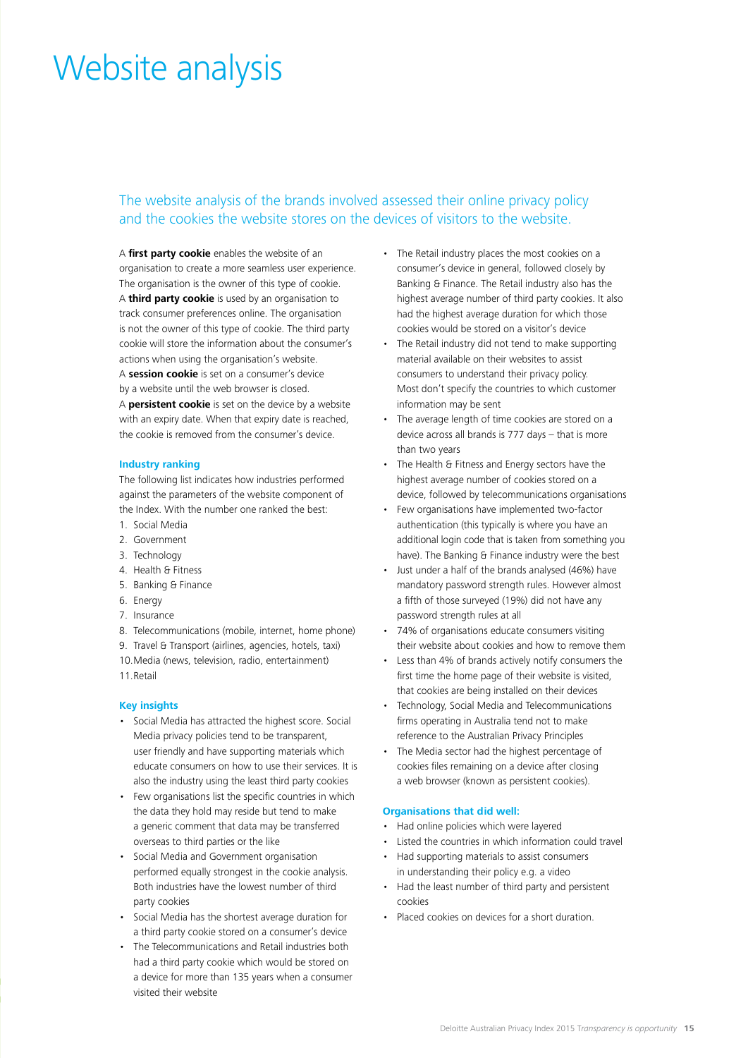# Website analysis

The website analysis of the brands involved assessed their online privacy policy and the cookies the website stores on the devices of visitors to the website.

A **first party cookie** enables the website of an organisation to create a more seamless user experience. The organisation is the owner of this type of cookie. A **third party cookie** is used by an organisation to track consumer preferences online. The organisation is not the owner of this type of cookie. The third party cookie will store the information about the consumer's actions when using the organisation's website. A **session cookie** is set on a consumer's device by a website until the web browser is closed. A **persistent cookie** is set on the device by a website with an expiry date. When that expiry date is reached, the cookie is removed from the consumer's device.

### Industry ranking

The following list indicates how industries performed against the parameters of the website component of the Index. With the number one ranked the best:

1. Social Media
2. Government
3. Technology
4. Health & Fitness
5. Banking & Finance
6. Energy
7. Insurance
8. Telecommunications (mobile, internet, home phone)
9. Travel & Transport (airlines, agencies, hotels, taxi)
10. Media (news, television, radio, entertainment)
11. Retail

### Key insights

- Social Media has attracted the highest score. Social Media privacy policies tend to be transparent, user friendly and have supporting materials which educate consumers on how to use their services. It is also the industry using the least third party cookies
- Few organisations list the specific countries in which the data they hold may reside but tend to make a generic comment that data may be transferred overseas to third parties or the like
- Social Media and Government organisation performed equally strongest in the cookie analysis. Both industries have the lowest number of third party cookies
- Social Media has the shortest average duration for a third party cookie stored on a consumer's device
- The Telecommunications and Retail industries both had a third party cookie which would be stored on a device for more than 135 years when a consumer visited their website
- The Retail industry places the most cookies on a consumer's device in general, followed closely by Banking & Finance. The Retail industry also has the highest average number of third party cookies. It also had the highest average duration for which those cookies would be stored on a visitor's device
- The Retail industry did not tend to make supporting material available on their websites to assist consumers to understand their privacy policy. Most don't specify the countries to which customer information may be sent
- The average length of time cookies are stored on a device across all brands is 777 days – that is more than two years
- The Health & Fitness and Energy sectors have the highest average number of cookies stored on a device, followed by telecommunications organisations
- Few organisations have implemented two-factor authentication (this typically is where you have an additional login code that is taken from something you have). The Banking & Finance industry were the best
- Just under a half of the brands analysed (46%) have mandatory password strength rules. However almost a fifth of those surveyed (19%) did not have any password strength rules at all
- 74% of organisations educate consumers visiting their website about cookies and how to remove them
- Less than 4% of brands actively notify consumers the first time the home page of their website is visited, that cookies are being installed on their devices
- Technology, Social Media and Telecommunications firms operating in Australia tend not to make reference to the Australian Privacy Principles
- The Media sector had the highest percentage of cookies files remaining on a device after closing a web browser (known as persistent cookies).

### Organisations that did well:

- Had online policies which were layered
- Listed the countries in which information could travel
- Had supporting materials to assist consumers in understanding their policy e.g. a video
- Had the least number of third party and persistent cookies
- Placed cookies on devices for a short duration.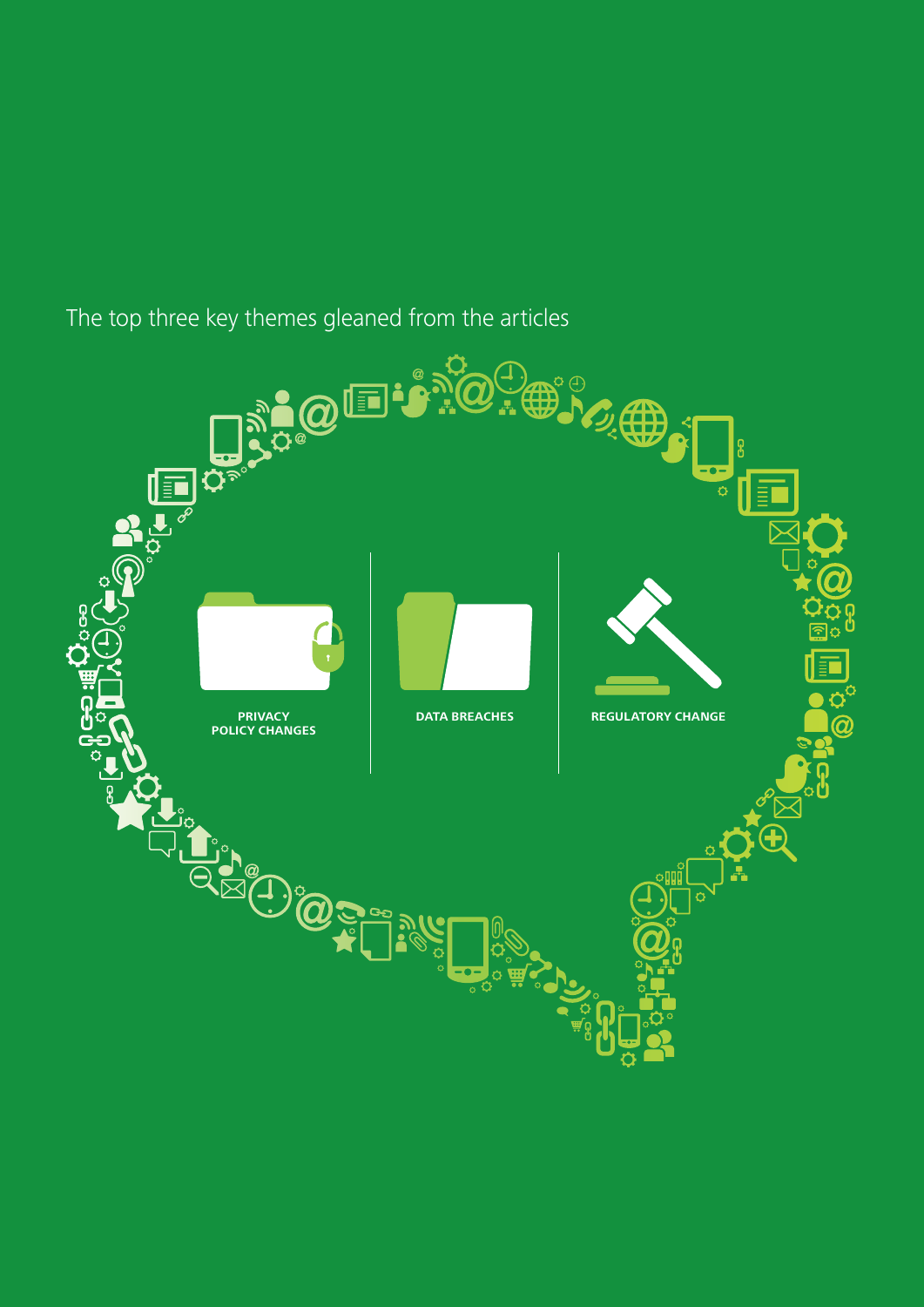The top three key themes gleaned from the articles

**PRIVACY POLICY CHANGES**

**DATA BREACHES**

**REGULATORY CHANGE**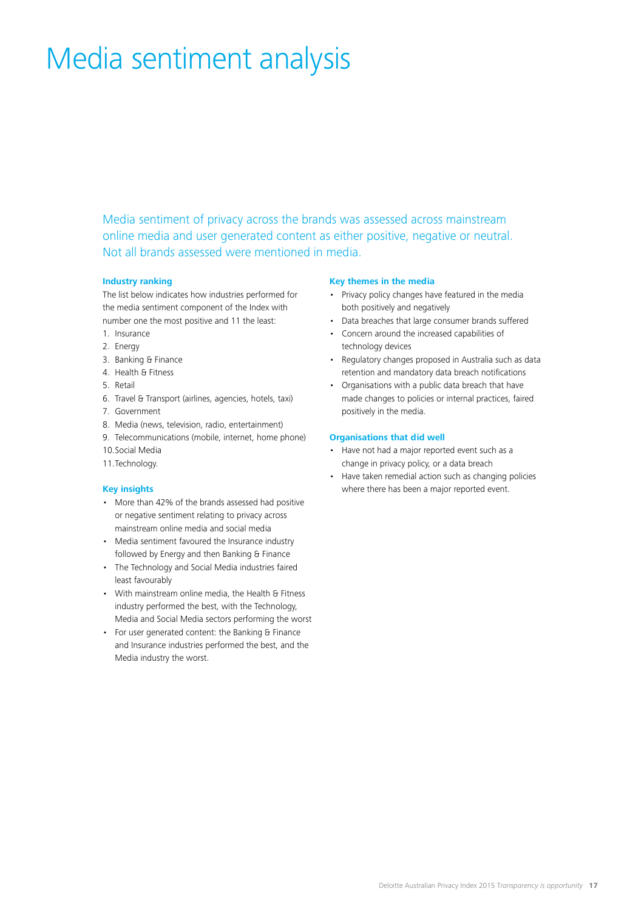# Media sentiment analysis

Media sentiment of privacy across the brands was assessed across mainstream online media and user generated content as either positive, negative or neutral. Not all brands assessed were mentioned in media.

### Industry ranking

The list below indicates how industries performed for the media sentiment component of the Index with number one the most positive and 11 the least:

1. Insurance
2. Energy
3. Banking & Finance
4. Health & Fitness
5. Retail
6. Travel & Transport (airlines, agencies, hotels, taxi)
7. Government
8. Media (news, television, radio, entertainment)
9. Telecommunications (mobile, internet, home phone)
10. Social Media
11. Technology.

### Key insights

- More than 42% of the brands assessed had positive or negative sentiment relating to privacy across mainstream online media and social media
- Media sentiment favoured the Insurance industry followed by Energy and then Banking & Finance
- The Technology and Social Media industries faired least favourably
- With mainstream online media, the Health & Fitness industry performed the best, with the Technology, Media and Social Media sectors performing the worst
- For user generated content: the Banking & Finance and Insurance industries performed the best, and the Media industry the worst.

### Key themes in the media

- Privacy policy changes have featured in the media both positively and negatively
- Data breaches that large consumer brands suffered
- Concern around the increased capabilities of technology devices
- Regulatory changes proposed in Australia such as data retention and mandatory data breach notifications
- Organisations with a public data breach that have made changes to policies or internal practices, faired positively in the media.

### Organisations that did well

- Have not had a major reported event such as a change in privacy policy, or a data breach
- Have taken remedial action such as changing policies where there has been a major reported event.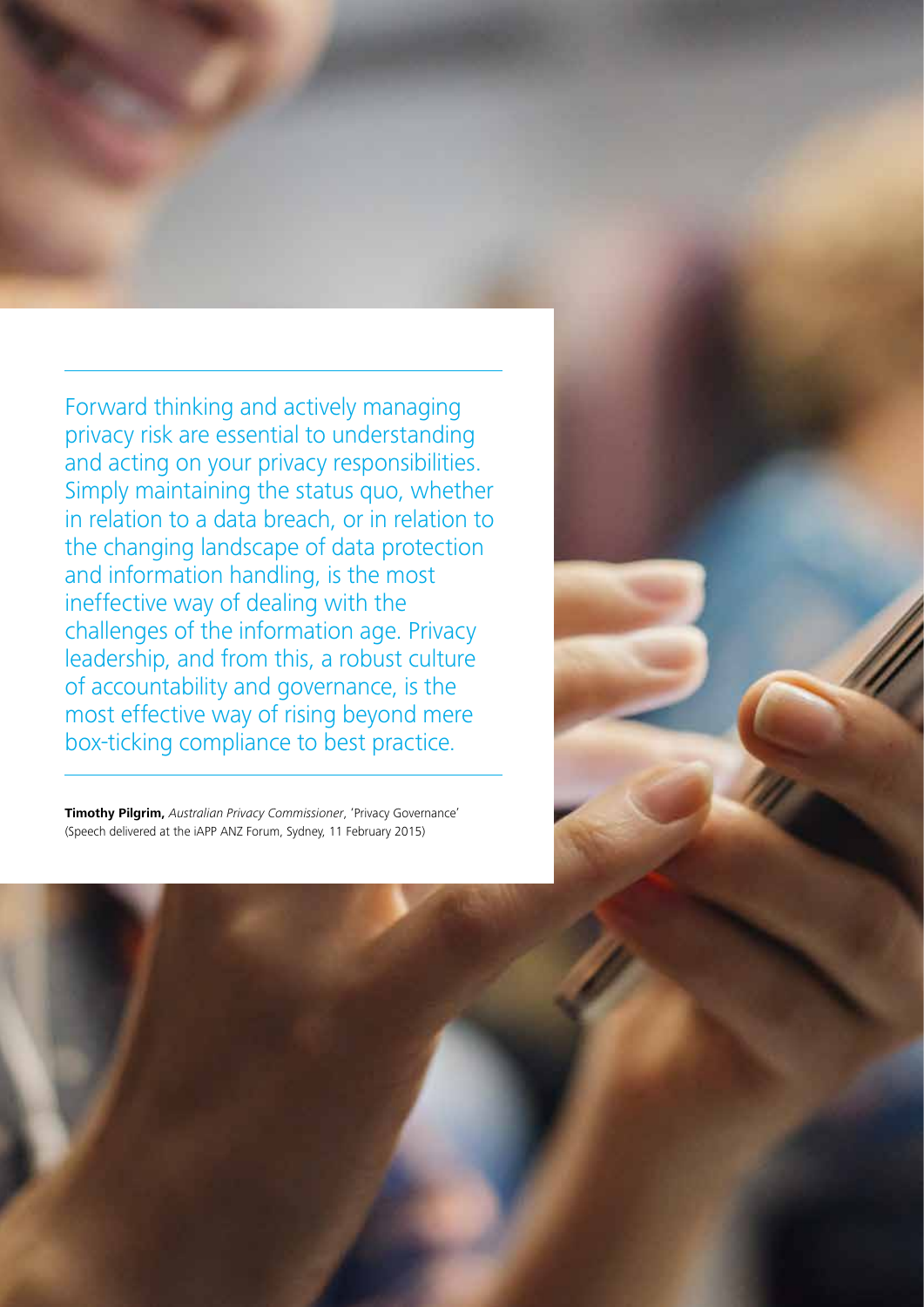Forward thinking and actively managing privacy risk are essential to understanding and acting on your privacy responsibilities. Simply maintaining the status quo, whether in relation to a data breach, or in relation to the changing landscape of data protection and information handling, is the most ineffective way of dealing with the challenges of the information age. Privacy leadership, and from this, a robust culture of accountability and governance, is the most effective way of rising beyond mere box-ticking compliance to best practice.

**Timothy Pilgrim,** *Australian Privacy Commissioner*, 'Privacy Governance' (Speech delivered at the iAPP ANZ Forum, Sydney, 11 February 2015)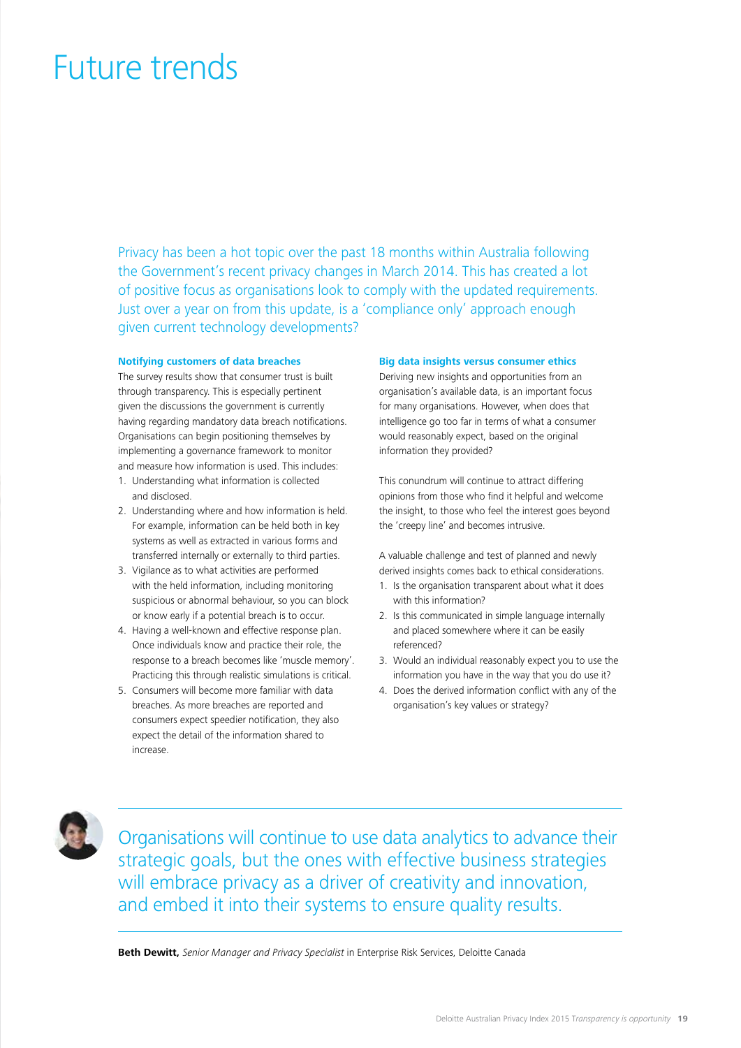# Future trends

Privacy has been a hot topic over the past 18 months within Australia following the Government's recent privacy changes in March 2014. This has created a lot of positive focus as organisations look to comply with the updated requirements. Just over a year on from this update, is a 'compliance only' approach enough given current technology developments?

### Notifying customers of data breaches

The survey results show that consumer trust is built through transparency. This is especially pertinent given the discussions the government is currently having regarding mandatory data breach notifications. Organisations can begin positioning themselves by implementing a governance framework to monitor and measure how information is used. This includes:

1. Understanding what information is collected and disclosed.
2. Understanding where and how information is held. For example, information can be held both in key systems as well as extracted in various forms and transferred internally or externally to third parties.
3. Vigilance as to what activities are performed with the held information, including monitoring suspicious or abnormal behaviour, so you can block or know early if a potential breach is to occur.
4. Having a well-known and effective response plan. Once individuals know and practice their role, the response to a breach becomes like 'muscle memory'. Practicing this through realistic simulations is critical.
5. Consumers will become more familiar with data breaches. As more breaches are reported and consumers expect speedier notification, they also expect the detail of the information shared to increase.

### Big data insights versus consumer ethics

Deriving new insights and opportunities from an organisation's available data, is an important focus for many organisations. However, when does that intelligence go too far in terms of what a consumer would reasonably expect, based on the original information they provided?

This conundrum will continue to attract differing opinions from those who find it helpful and welcome the insight, to those who feel the interest goes beyond the 'creepy line' and becomes intrusive.

A valuable challenge and test of planned and newly derived insights comes back to ethical considerations.

1. Is the organisation transparent about what it does with this information?
2. Is this communicated in simple language internally and placed somewhere where it can be easily referenced?
3. Would an individual reasonably expect you to use the information you have in the way that you do use it?
4. Does the derived information conflict with any of the organisation's key values or strategy?

---

Organisations will continue to use data analytics to advance their strategic goals, but the ones with effective business strategies will embrace privacy as a driver of creativity and innovation, and embed it into their systems to ensure quality results.

---

**Beth Dewitt,** *Senior Manager and Privacy Specialist* in Enterprise Risk Services, Deloitte Canada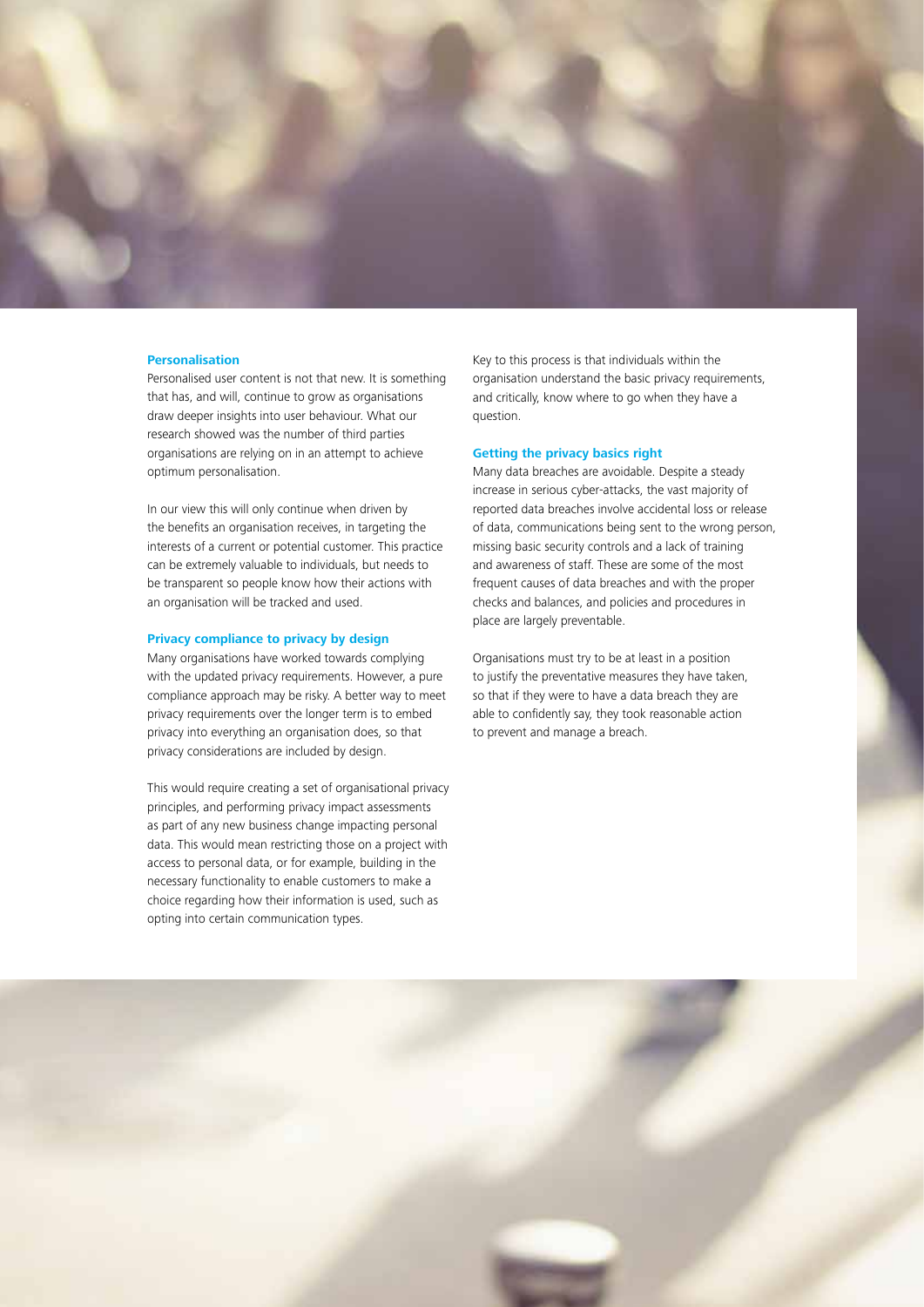### Personalisation

Personalised user content is not that new. It is something that has, and will, continue to grow as organisations draw deeper insights into user behaviour. What our research showed was the number of third parties organisations are relying on in an attempt to achieve optimum personalisation.

In our view this will only continue when driven by the benefits an organisation receives, in targeting the interests of a current or potential customer. This practice can be extremely valuable to individuals, but needs to be transparent so people know how their actions with an organisation will be tracked and used.

### Privacy compliance to privacy by design

Many organisations have worked towards complying with the updated privacy requirements. However, a pure compliance approach may be risky. A better way to meet privacy requirements over the longer term is to embed privacy into everything an organisation does, so that privacy considerations are included by design.

This would require creating a set of organisational privacy principles, and performing privacy impact assessments as part of any new business change impacting personal data. This would mean restricting those on a project with access to personal data, or for example, building in the necessary functionality to enable customers to make a choice regarding how their information is used, such as opting into certain communication types.

Key to this process is that individuals within the organisation understand the basic privacy requirements, and critically, know where to go when they have a question.

### Getting the privacy basics right

Many data breaches are avoidable. Despite a steady increase in serious cyber-attacks, the vast majority of reported data breaches involve accidental loss or release of data, communications being sent to the wrong person, missing basic security controls and a lack of training and awareness of staff. These are some of the most frequent causes of data breaches and with the proper checks and balances, and policies and procedures in place are largely preventable.

Organisations must try to be at least in a position to justify the preventative measures they have taken, so that if they were to have a data breach they are able to confidently say, they took reasonable action to prevent and manage a breach.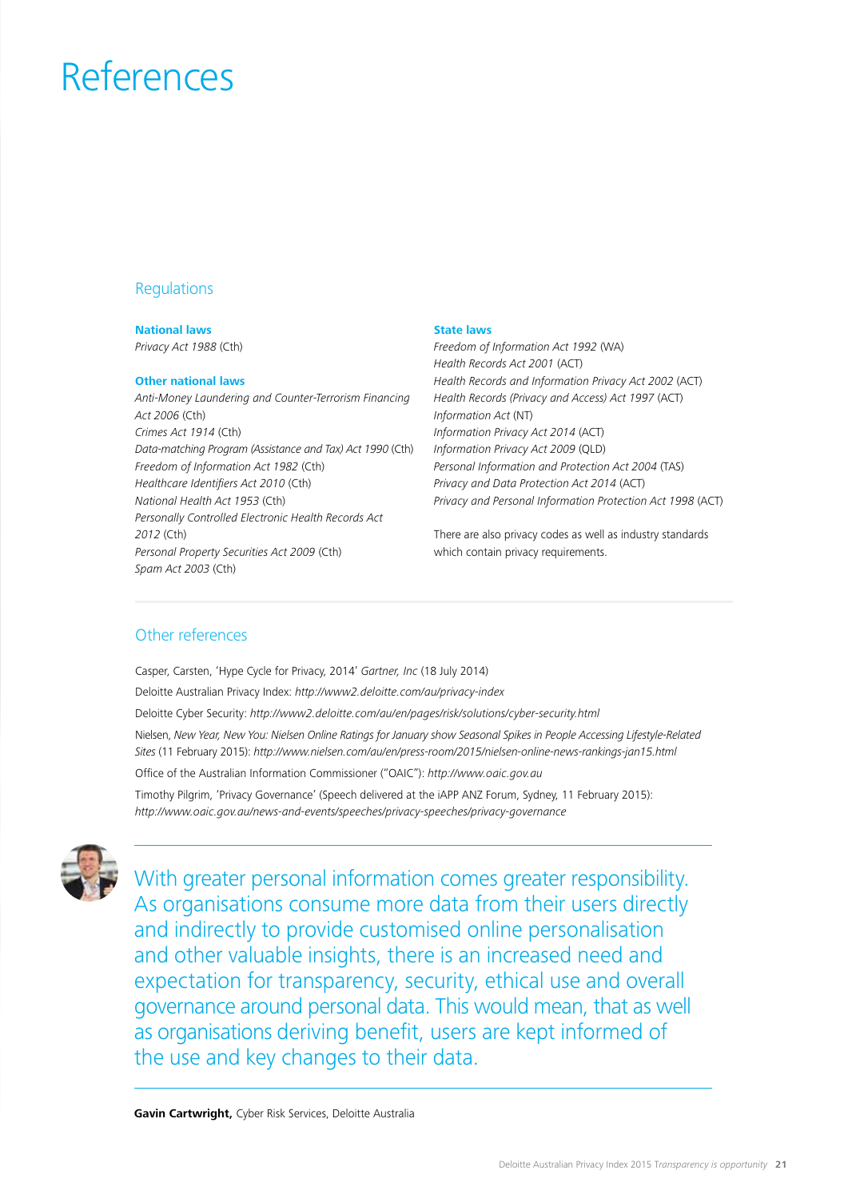# References

## Regulations

### National laws

*Privacy Act 1988* (Cth)

### Other national laws

*Anti-Money Laundering and Counter-Terrorism Financing Act 2006* (Cth)
*Crimes Act 1914* (Cth)
*Data-matching Program (Assistance and Tax) Act 1990* (Cth)
*Freedom of Information Act 1982* (Cth)
*Healthcare Identifiers Act 2010* (Cth)
*National Health Act 1953* (Cth)
*Personally Controlled Electronic Health Records Act 2012* (Cth)
*Personal Property Securities Act 2009* (Cth)
*Spam Act 2003* (Cth)

### State laws

*Freedom of Information Act 1992* (WA)
*Health Records Act 2001* (ACT)
*Health Records and Information Privacy Act 2002* (ACT)
*Health Records (Privacy and Access) Act 1997* (ACT)
*Information Act* (NT)
*Information Privacy Act 2014* (ACT)
*Information Privacy Act 2009* (QLD)
*Personal Information and Protection Act 2004* (TAS)
*Privacy and Data Protection Act 2014* (ACT)
*Privacy and Personal Information Protection Act 1998* (ACT)

There are also privacy codes as well as industry standards which contain privacy requirements.

## Other references

Casper, Carsten, 'Hype Cycle for Privacy, 2014' *Gartner, Inc* (18 July 2014)

Deloitte Australian Privacy Index: *http://www2.deloitte.com/au/privacy-index*

Deloitte Cyber Security: *http://www2.deloitte.com/au/en/pages/risk/solutions/cyber-security.html*

Nielsen, *New Year, New You: Nielsen Online Ratings for January show Seasonal Spikes in People Accessing Lifestyle-Related Sites* (11 February 2015): *http://www.nielsen.com/au/en/press-room/2015/nielsen-online-news-rankings-jan15.html*

Office of the Australian Information Commissioner ("OAIC"): *http://www.oaic.gov.au*

Timothy Pilgrim, 'Privacy Governance' (Speech delivered at the iAPP ANZ Forum, Sydney, 11 February 2015): *http://www.oaic.gov.au/news-and-events/speeches/privacy-speeches/privacy-governance*

> With greater personal information comes greater responsibility. As organisations consume more data from their users directly and indirectly to provide customised online personalisation and other valuable insights, there is an increased need and expectation for transparency, security, ethical use and overall governance around personal data. This would mean, that as well as organisations deriving benefit, users are kept informed of the use and key changes to their data.

**Gavin Cartwright,** Cyber Risk Services, Deloitte Australia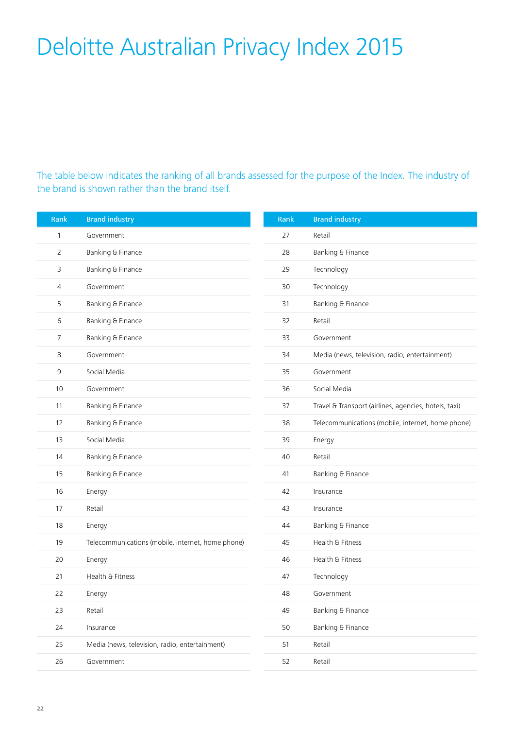# Deloitte Australian Privacy Index 2015

The table below indicates the ranking of all brands assessed for the purpose of the Index. The industry of the brand is shown rather than the brand itself.

| Rank | Brand industry |
|---|---|
| 1 | Government |
| 2 | Banking & Finance |
| 3 | Banking & Finance |
| 4 | Government |
| 5 | Banking & Finance |
| 6 | Banking & Finance |
| 7 | Banking & Finance |
| 8 | Government |
| 9 | Social Media |
| 10 | Government |
| 11 | Banking & Finance |
| 12 | Banking & Finance |
| 13 | Social Media |
| 14 | Banking & Finance |
| 15 | Banking & Finance |
| 16 | Energy |
| 17 | Retail |
| 18 | Energy |
| 19 | Telecommunications (mobile, internet, home phone) |
| 20 | Energy |
| 21 | Health & Fitness |
| 22 | Energy |
| 23 | Retail |
| 24 | Insurance |
| 25 | Media (news, television, radio, entertainment) |
| 26 | Government |
| 27 | Retail |
| 28 | Banking & Finance |
| 29 | Technology |
| 30 | Technology |
| 31 | Banking & Finance |
| 32 | Retail |
| 33 | Government |
| 34 | Media (news, television, radio, entertainment) |
| 35 | Government |
| 36 | Social Media |
| 37 | Travel & Transport (airlines, agencies, hotels, taxi) |
| 38 | Telecommunications (mobile, internet, home phone) |
| 39 | Energy |
| 40 | Retail |
| 41 | Banking & Finance |
| 42 | Insurance |
| 43 | Insurance |
| 44 | Banking & Finance |
| 45 | Health & Fitness |
| 46 | Health & Fitness |
| 47 | Technology |
| 48 | Government |
| 49 | Banking & Finance |
| 50 | Banking & Finance |
| 51 | Retail |
| 52 | Retail |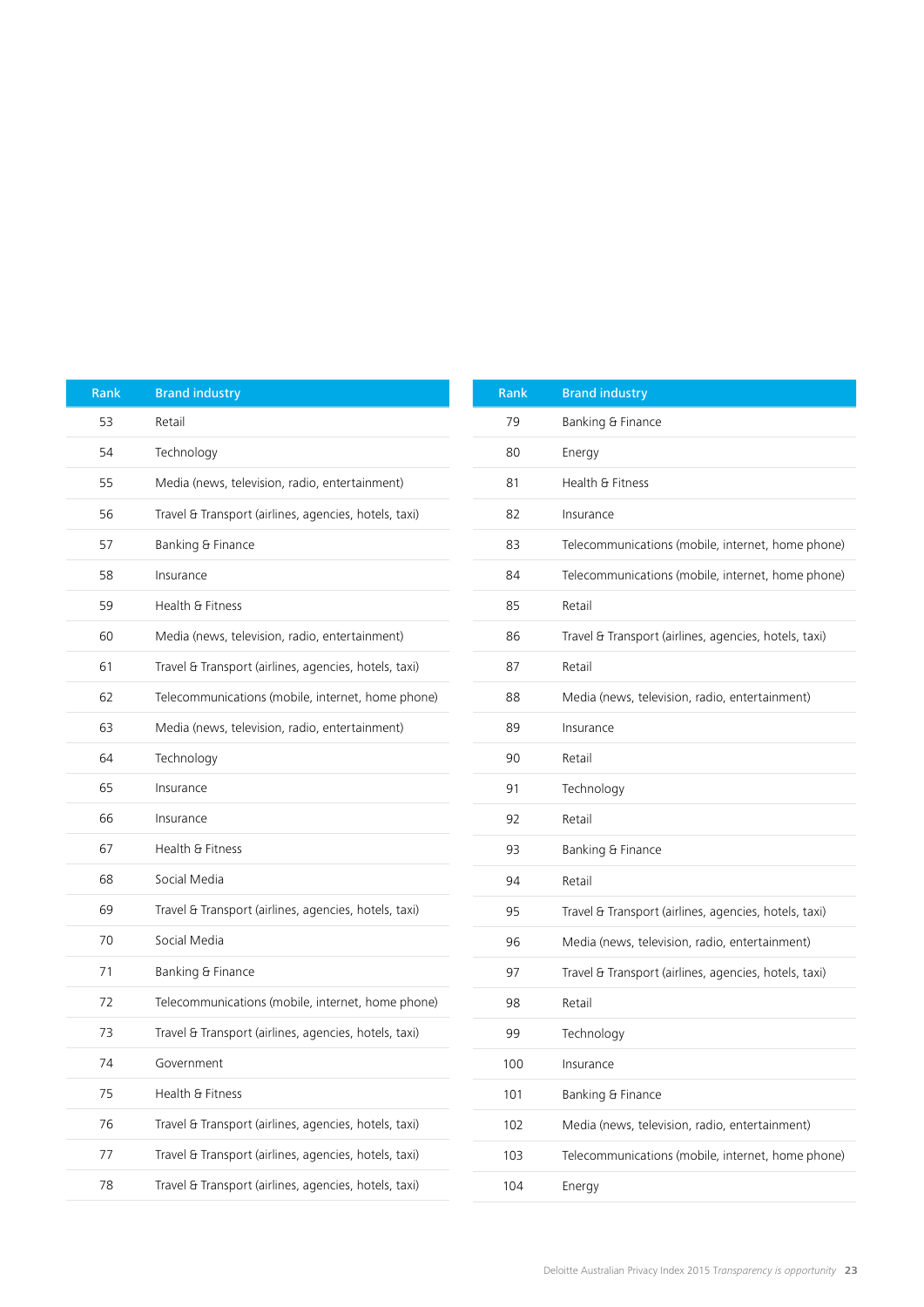| Rank | Brand industry |
| --- | --- |
| 53 | Retail |
| 54 | Technology |
| 55 | Media (news, television, radio, entertainment) |
| 56 | Travel & Transport (airlines, agencies, hotels, taxi) |
| 57 | Banking & Finance |
| 58 | Insurance |
| 59 | Health & Fitness |
| 60 | Media (news, television, radio, entertainment) |
| 61 | Travel & Transport (airlines, agencies, hotels, taxi) |
| 62 | Telecommunications (mobile, internet, home phone) |
| 63 | Media (news, television, radio, entertainment) |
| 64 | Technology |
| 65 | Insurance |
| 66 | Insurance |
| 67 | Health & Fitness |
| 68 | Social Media |
| 69 | Travel & Transport (airlines, agencies, hotels, taxi) |
| 70 | Social Media |
| 71 | Banking & Finance |
| 72 | Telecommunications (mobile, internet, home phone) |
| 73 | Travel & Transport (airlines, agencies, hotels, taxi) |
| 74 | Government |
| 75 | Health & Fitness |
| 76 | Travel & Transport (airlines, agencies, hotels, taxi) |
| 77 | Travel & Transport (airlines, agencies, hotels, taxi) |
| 78 | Travel & Transport (airlines, agencies, hotels, taxi) |

| Rank | Brand industry |
| --- | --- |
| 79 | Banking & Finance |
| 80 | Energy |
| 81 | Health & Fitness |
| 82 | Insurance |
| 83 | Telecommunications (mobile, internet, home phone) |
| 84 | Telecommunications (mobile, internet, home phone) |
| 85 | Retail |
| 86 | Travel & Transport (airlines, agencies, hotels, taxi) |
| 87 | Retail |
| 88 | Media (news, television, radio, entertainment) |
| 89 | Insurance |
| 90 | Retail |
| 91 | Technology |
| 92 | Retail |
| 93 | Banking & Finance |
| 94 | Retail |
| 95 | Travel & Transport (airlines, agencies, hotels, taxi) |
| 96 | Media (news, television, radio, entertainment) |
| 97 | Travel & Transport (airlines, agencies, hotels, taxi) |
| 98 | Retail |
| 99 | Technology |
| 100 | Insurance |
| 101 | Banking & Finance |
| 102 | Media (news, television, radio, entertainment) |
| 103 | Telecommunications (mobile, internet, home phone) |
| 104 | Energy |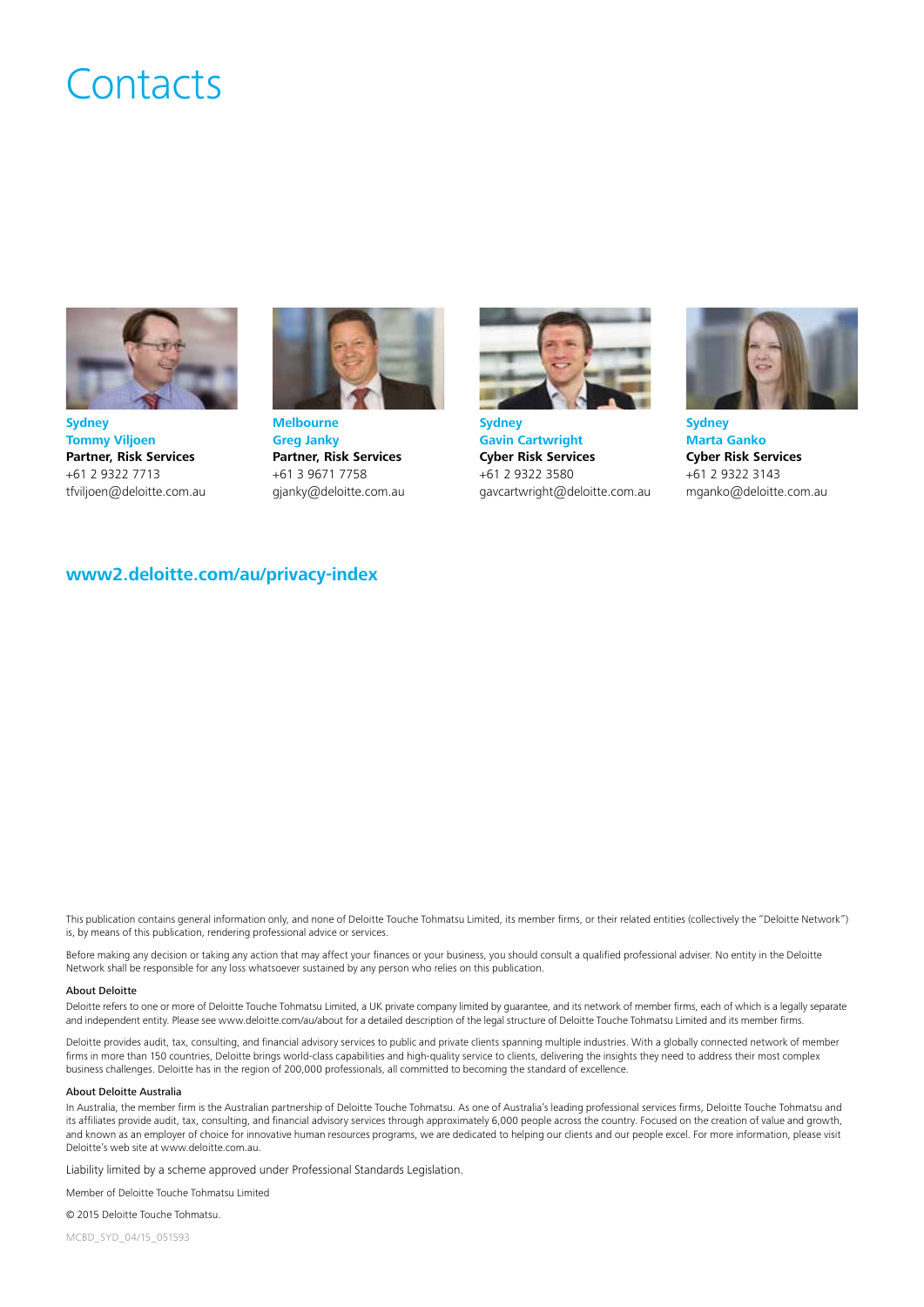# Contacts

**Sydney**
**Tommy Viljoen**
**Partner, Risk Services**
+61 2 9322 7713
tfviljoen@deloitte.com.au

**Melbourne**
**Greg Janky**
**Partner, Risk Services**
+61 3 9671 7758
gjanky@deloitte.com.au

**Sydney**
**Gavin Cartwright**
**Cyber Risk Services**
+61 2 9322 3580
gavcartwright@deloitte.com.au

**Sydney**
**Marta Ganko**
**Cyber Risk Services**
+61 2 9322 3143
mganko@deloitte.com.au

**www2.deloitte.com/au/privacy-index**

This publication contains general information only, and none of Deloitte Touche Tohmatsu Limited, its member firms, or their related entities (collectively the "Deloitte Network") is, by means of this publication, rendering professional advice or services.

Before making any decision or taking any action that may affect your finances or your business, you should consult a qualified professional adviser. No entity in the Deloitte Network shall be responsible for any loss whatsoever sustained by any person who relies on this publication.

**About Deloitte**

Deloitte refers to one or more of Deloitte Touche Tohmatsu Limited, a UK private company limited by guarantee, and its network of member firms, each of which is a legally separate and independent entity. Please see www.deloitte.com/au/about for a detailed description of the legal structure of Deloitte Touche Tohmatsu Limited and its member firms.

Deloitte provides audit, tax, consulting, and financial advisory services to public and private clients spanning multiple industries. With a globally connected network of member firms in more than 150 countries, Deloitte brings world-class capabilities and high-quality service to clients, delivering the insights they need to address their most complex business challenges. Deloitte has in the region of 200,000 professionals, all committed to becoming the standard of excellence.

**About Deloitte Australia**

In Australia, the member firm is the Australian partnership of Deloitte Touche Tohmatsu. As one of Australia's leading professional services firms, Deloitte Touche Tohmatsu and its affiliates provide audit, tax, consulting, and financial advisory services through approximately 6,000 people across the country. Focused on the creation of value and growth, and known as an employer of choice for innovative human resources programs, we are dedicated to helping our clients and our people excel. For more information, please visit Deloitte's web site at www.deloitte.com.au.

Liability limited by a scheme approved under Professional Standards Legislation.

Member of Deloitte Touche Tohmatsu Limited

© 2015 Deloitte Touche Tohmatsu.

MCBD_SYD_04/15_051593